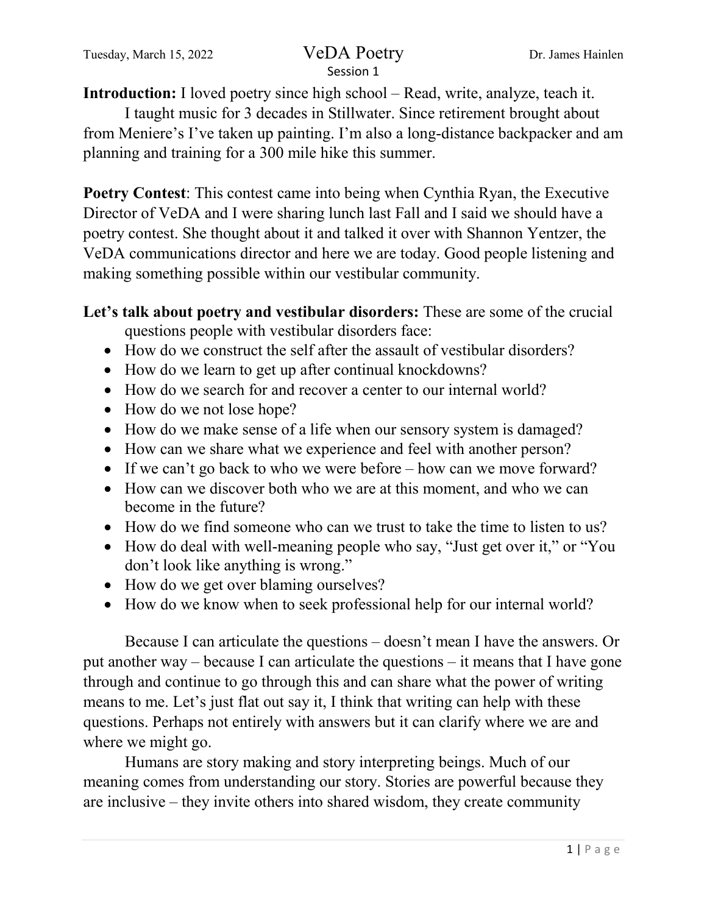Tuesday, March 15, 2022

# VeDA Poetry

Session 1

Dr. James Hainlen

**Introduction:** I loved poetry since high school – Read, write, analyze, teach it.

I taught music for 3 decades in Stillwater. Since retirement brought about from Meniere's I've taken up painting. I'm also a long-distance backpacker and am planning and training for a 300 mile hike this summer.

**Poetry Contest**: This contest came into being when Cynthia Ryan, the Executive Director of VeDA and I were sharing lunch last Fall and I said we should have a poetry contest. She thought about it and talked it over with Shannon Yentzer, the VeDA communications director and here we are today. Good people listening and making something possible within our vestibular community.

**Let's talk about poetry and vestibular disorders:** These are some of the crucial questions people with vestibular disorders face:

- How do we construct the self after the assault of vestibular disorders?
- How do we learn to get up after continual knockdowns?
- How do we search for and recover a center to our internal world?
- How do we not lose hope?
- How do we make sense of a life when our sensory system is damaged?
- How can we share what we experience and feel with another person?
- If we can't go back to who we were before – how can we move forward?
- How can we discover both who we are at this moment, and who we can become in the future?
- How do we find someone who can we trust to take the time to listen to us?
- How do deal with well-meaning people who say, "Just get over it," or "You don't look like anything is wrong."
- How do we get over blaming ourselves?
- How do we know when to seek professional help for our internal world?

Because I can articulate the questions – doesn't mean I have the answers. Or put another way – because I can articulate the questions – it means that I have gone through and continue to go through this and can share what the power of writing means to me. Let's just flat out say it, I think that writing can help with these questions. Perhaps not entirely with answers but it can clarify where we are and where we might go.

Humans are story making and story interpreting beings. Much of our meaning comes from understanding our story. Stories are powerful because they are inclusive – they invite others into shared wisdom, they create community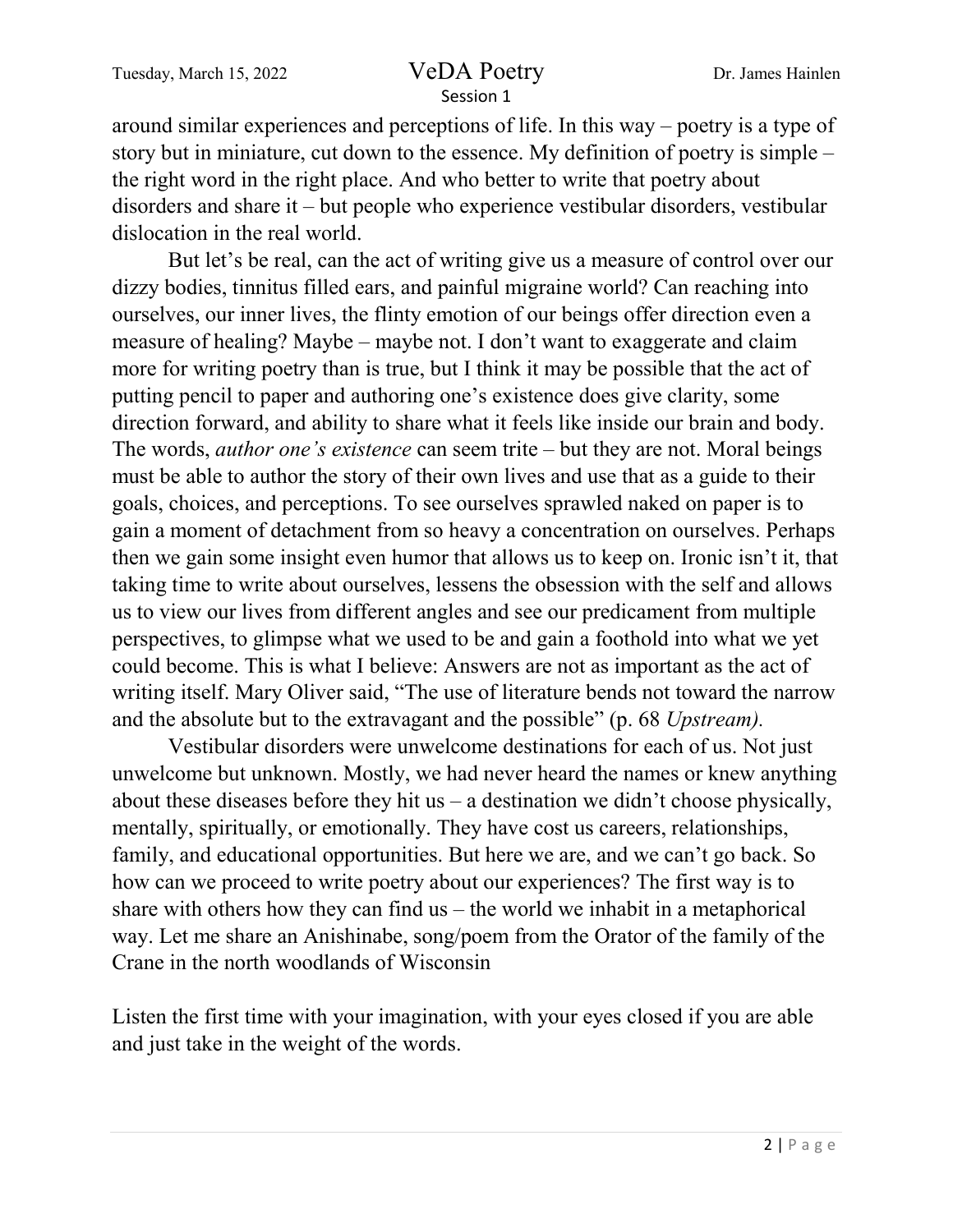around similar experiences and perceptions of life. In this way – poetry is a type of story but in miniature, cut down to the essence. My definition of poetry is simple – the right word in the right place. And who better to write that poetry about disorders and share it – but people who experience vestibular disorders, vestibular dislocation in the real world.

But let's be real, can the act of writing give us a measure of control over our dizzy bodies, tinnitus filled ears, and painful migraine world? Can reaching into ourselves, our inner lives, the flinty emotion of our beings offer direction even a measure of healing? Maybe – maybe not. I don't want to exaggerate and claim more for writing poetry than is true, but I think it may be possible that the act of putting pencil to paper and authoring one's existence does give clarity, some direction forward, and ability to share what it feels like inside our brain and body. The words, *author one's existence* can seem trite – but they are not. Moral beings must be able to author the story of their own lives and use that as a guide to their goals, choices, and perceptions. To see ourselves sprawled naked on paper is to gain a moment of detachment from so heavy a concentration on ourselves. Perhaps then we gain some insight even humor that allows us to keep on. Ironic isn't it, that taking time to write about ourselves, lessens the obsession with the self and allows us to view our lives from different angles and see our predicament from multiple perspectives, to glimpse what we used to be and gain a foothold into what we yet could become. This is what I believe: Answers are not as important as the act of writing itself. Mary Oliver said, "The use of literature bends not toward the narrow and the absolute but to the extravagant and the possible" (p. 68 *Upstream).*

Vestibular disorders were unwelcome destinations for each of us. Not just unwelcome but unknown. Mostly, we had never heard the names or knew anything about these diseases before they hit us – a destination we didn't choose physically, mentally, spiritually, or emotionally. They have cost us careers, relationships, family, and educational opportunities. But here we are, and we can't go back. So how can we proceed to write poetry about our experiences? The first way is to share with others how they can find us – the world we inhabit in a metaphorical way. Let me share an Anishinabe, song/poem from the Orator of the family of the Crane in the north woodlands of Wisconsin

Listen the first time with your imagination, with your eyes closed if you are able and just take in the weight of the words.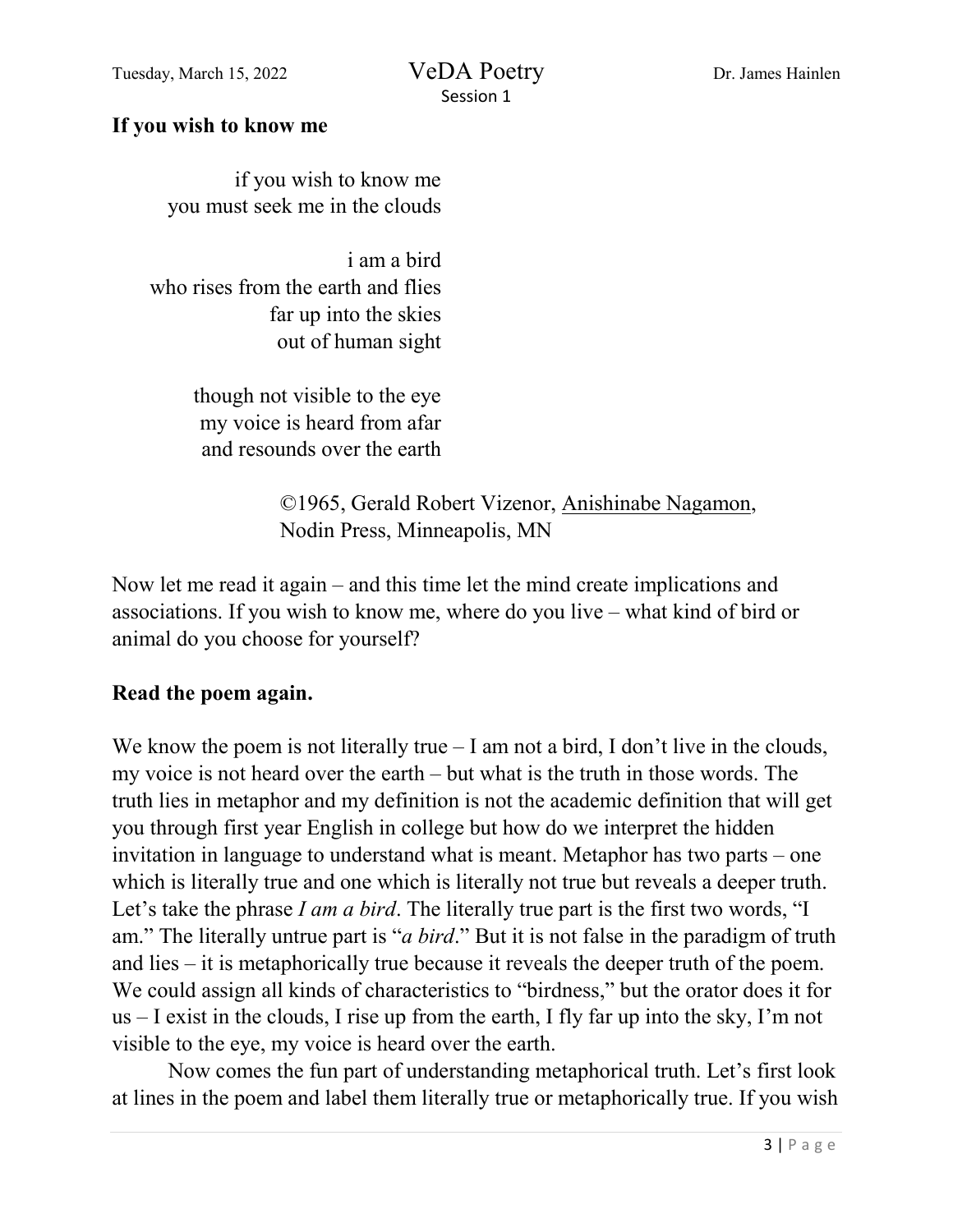**If you wish to know me**

if you wish to know me  
you must seek me in the clouds

i am a bird  
who rises from the earth and flies  
far up into the skies  
out of human sight

though not visible to the eye  
my voice is heard from afar  
and resounds over the earth

©1965, Gerald Robert Vizenor, Anishinabe Nagamon, Nodin Press, Minneapolis, MN

Now let me read it again – and this time let the mind create implications and associations. If you wish to know me, where do you live – what kind of bird or animal do you choose for yourself?

**Read the poem again.**

We know the poem is not literally true – I am not a bird, I don't live in the clouds, my voice is not heard over the earth – but what is the truth in those words. The truth lies in metaphor and my definition is not the academic definition that will get you through first year English in college but how do we interpret the hidden invitation in language to understand what is meant. Metaphor has two parts – one which is literally true and one which is literally not true but reveals a deeper truth. Let's take the phrase *I am a bird*. The literally true part is the first two words, "I am." The literally untrue part is "*a bird*." But it is not false in the paradigm of truth and lies – it is metaphorically true because it reveals the deeper truth of the poem. We could assign all kinds of characteristics to "birdness," but the orator does it for us – I exist in the clouds, I rise up from the earth, I fly far up into the sky, I'm not visible to the eye, my voice is heard over the earth.

Now comes the fun part of understanding metaphorical truth. Let's first look at lines in the poem and label them literally true or metaphorically true. If you wish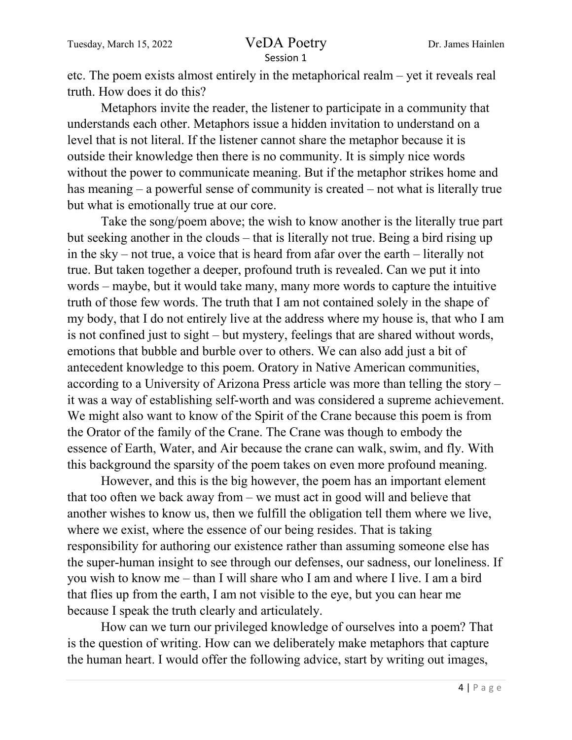etc. The poem exists almost entirely in the metaphorical realm – yet it reveals real truth. How does it do this?

Metaphors invite the reader, the listener to participate in a community that understands each other. Metaphors issue a hidden invitation to understand on a level that is not literal. If the listener cannot share the metaphor because it is outside their knowledge then there is no community. It is simply nice words without the power to communicate meaning. But if the metaphor strikes home and has meaning – a powerful sense of community is created – not what is literally true but what is emotionally true at our core.

Take the song/poem above; the wish to know another is the literally true part but seeking another in the clouds – that is literally not true. Being a bird rising up in the sky – not true, a voice that is heard from afar over the earth – literally not true. But taken together a deeper, profound truth is revealed. Can we put it into words – maybe, but it would take many, many more words to capture the intuitive truth of those few words. The truth that I am not contained solely in the shape of my body, that I do not entirely live at the address where my house is, that who I am is not confined just to sight – but mystery, feelings that are shared without words, emotions that bubble and burble over to others. We can also add just a bit of antecedent knowledge to this poem. Oratory in Native American communities, according to a University of Arizona Press article was more than telling the story – it was a way of establishing self-worth and was considered a supreme achievement. We might also want to know of the Spirit of the Crane because this poem is from the Orator of the family of the Crane. The Crane was though to embody the essence of Earth, Water, and Air because the crane can walk, swim, and fly. With this background the sparsity of the poem takes on even more profound meaning.

However, and this is the big however, the poem has an important element that too often we back away from – we must act in good will and believe that another wishes to know us, then we fulfill the obligation tell them where we live, where we exist, where the essence of our being resides. That is taking responsibility for authoring our existence rather than assuming someone else has the super-human insight to see through our defenses, our sadness, our loneliness. If you wish to know me – than I will share who I am and where I live. I am a bird that flies up from the earth, I am not visible to the eye, but you can hear me because I speak the truth clearly and articulately.

How can we turn our privileged knowledge of ourselves into a poem? That is the question of writing. How can we deliberately make metaphors that capture the human heart. I would offer the following advice, start by writing out images,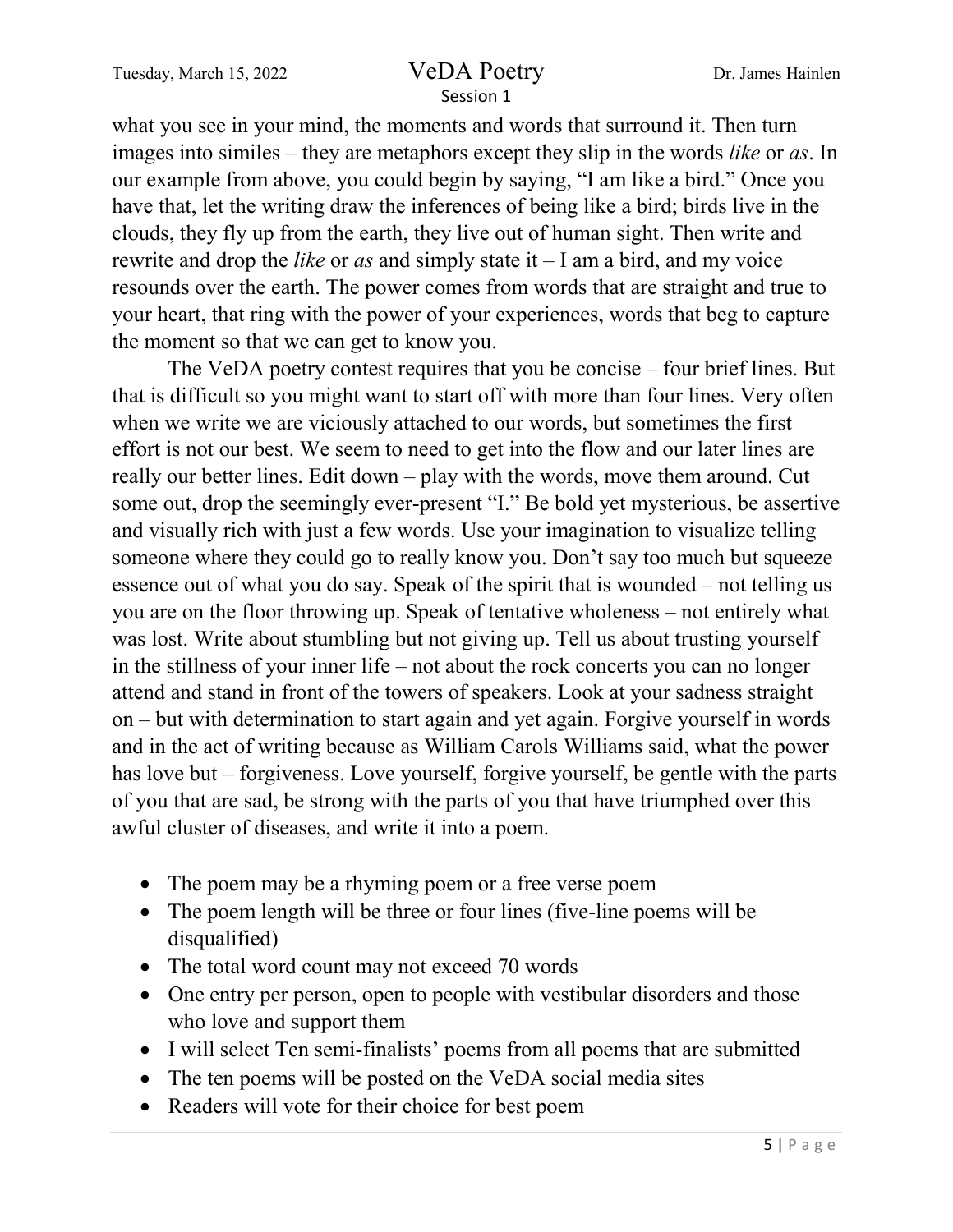what you see in your mind, the moments and words that surround it. Then turn images into similes – they are metaphors except they slip in the words *like* or *as*. In our example from above, you could begin by saying, "I am like a bird." Once you have that, let the writing draw the inferences of being like a bird; birds live in the clouds, they fly up from the earth, they live out of human sight. Then write and rewrite and drop the *like* or *as* and simply state it – I am a bird, and my voice resounds over the earth. The power comes from words that are straight and true to your heart, that ring with the power of your experiences, words that beg to capture the moment so that we can get to know you.

The VeDA poetry contest requires that you be concise – four brief lines. But that is difficult so you might want to start off with more than four lines. Very often when we write we are viciously attached to our words, but sometimes the first effort is not our best. We seem to need to get into the flow and our later lines are really our better lines. Edit down – play with the words, move them around. Cut some out, drop the seemingly ever-present "I." Be bold yet mysterious, be assertive and visually rich with just a few words. Use your imagination to visualize telling someone where they could go to really know you. Don't say too much but squeeze essence out of what you do say. Speak of the spirit that is wounded – not telling us you are on the floor throwing up. Speak of tentative wholeness – not entirely what was lost. Write about stumbling but not giving up. Tell us about trusting yourself in the stillness of your inner life – not about the rock concerts you can no longer attend and stand in front of the towers of speakers. Look at your sadness straight on – but with determination to start again and yet again. Forgive yourself in words and in the act of writing because as William Carols Williams said, what the power has love but – forgiveness. Love yourself, forgive yourself, be gentle with the parts of you that are sad, be strong with the parts of you that have triumphed over this awful cluster of diseases, and write it into a poem.

- The poem may be a rhyming poem or a free verse poem
- The poem length will be three or four lines (five-line poems will be disqualified)
- The total word count may not exceed 70 words
- One entry per person, open to people with vestibular disorders and those who love and support them
- I will select Ten semi-finalists' poems from all poems that are submitted
- The ten poems will be posted on the VeDA social media sites
- Readers will vote for their choice for best poem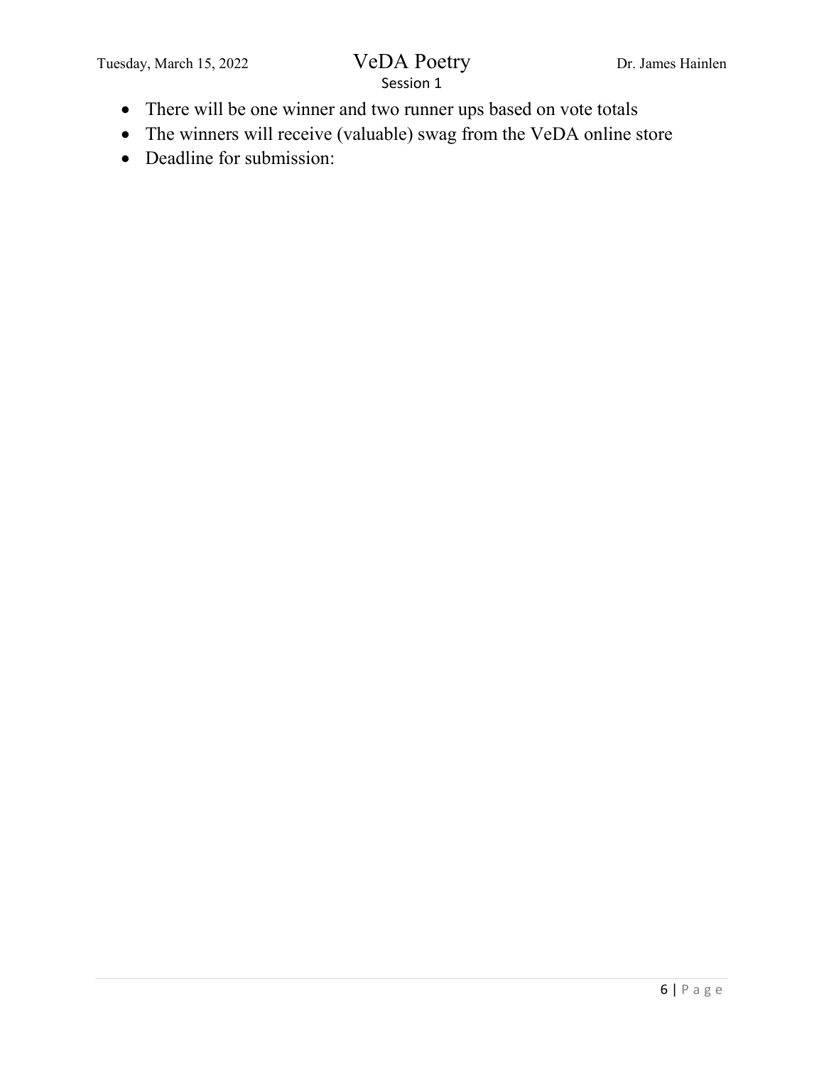- There will be one winner and two runner ups based on vote totals
- The winners will receive (valuable) swag from the VeDA online store
- Deadline for submission: